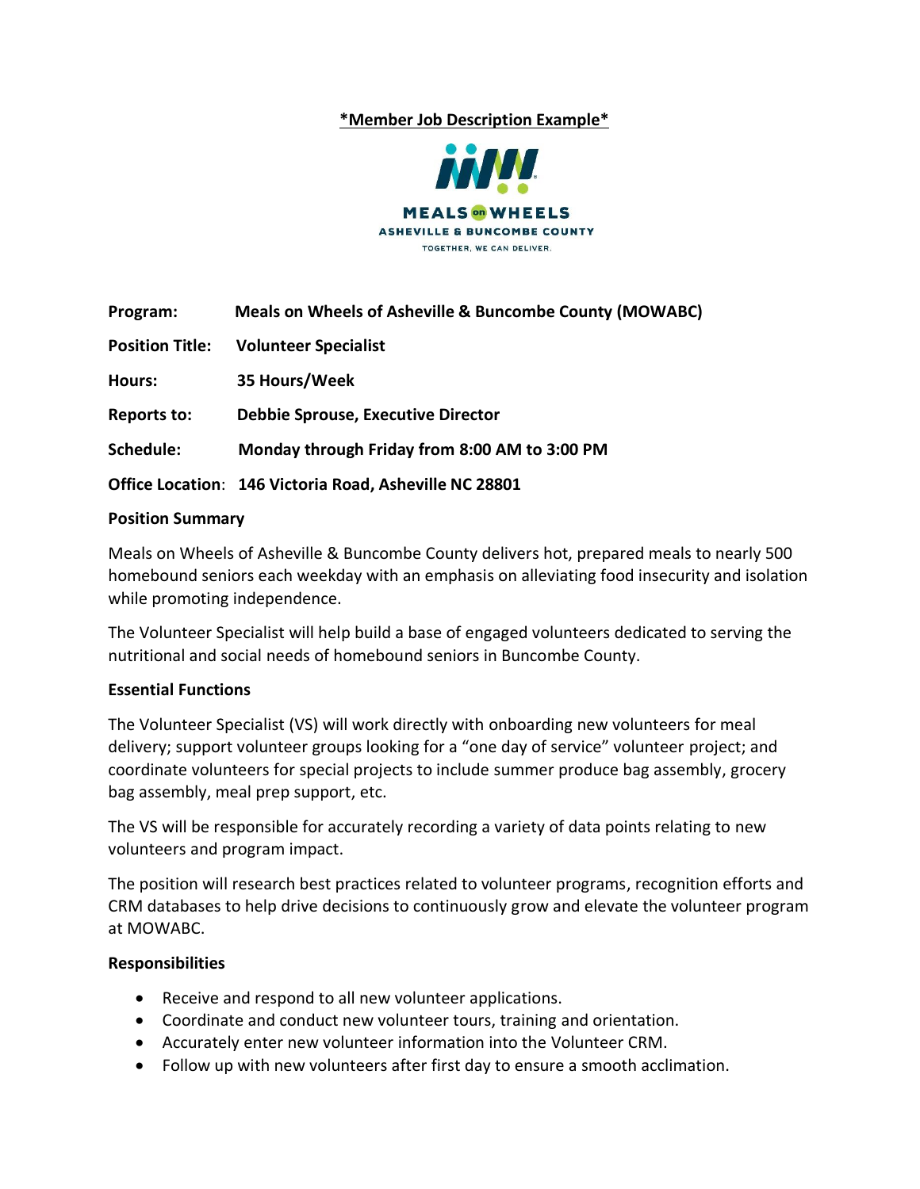**\*Member Job Description Example\***

MEALS on WHEELS
ASHEVILLE & BUNCOMBE COUNTY
TOGETHER, WE CAN DELIVER.

**Program:** **Meals on Wheels of Asheville & Buncombe County (MOWABC)**

**Position Title:** **Volunteer Specialist**

**Hours:** **35 Hours/Week**

**Reports to:** **Debbie Sprouse, Executive Director**

**Schedule:** **Monday through Friday from 8:00 AM to 3:00 PM**

**Office Location**: **146 Victoria Road, Asheville NC 28801**

**Position Summary**

Meals on Wheels of Asheville & Buncombe County delivers hot, prepared meals to nearly 500 homebound seniors each weekday with an emphasis on alleviating food insecurity and isolation while promoting independence.

The Volunteer Specialist will help build a base of engaged volunteers dedicated to serving the nutritional and social needs of homebound seniors in Buncombe County.

**Essential Functions**

The Volunteer Specialist (VS) will work directly with onboarding new volunteers for meal delivery; support volunteer groups looking for a "one day of service" volunteer project; and coordinate volunteers for special projects to include summer produce bag assembly, grocery bag assembly, meal prep support, etc.

The VS will be responsible for accurately recording a variety of data points relating to new volunteers and program impact.

The position will research best practices related to volunteer programs, recognition efforts and CRM databases to help drive decisions to continuously grow and elevate the volunteer program at MOWABC.

**Responsibilities**

- Receive and respond to all new volunteer applications.
- Coordinate and conduct new volunteer tours, training and orientation.
- Accurately enter new volunteer information into the Volunteer CRM.
- Follow up with new volunteers after first day to ensure a smooth acclimation.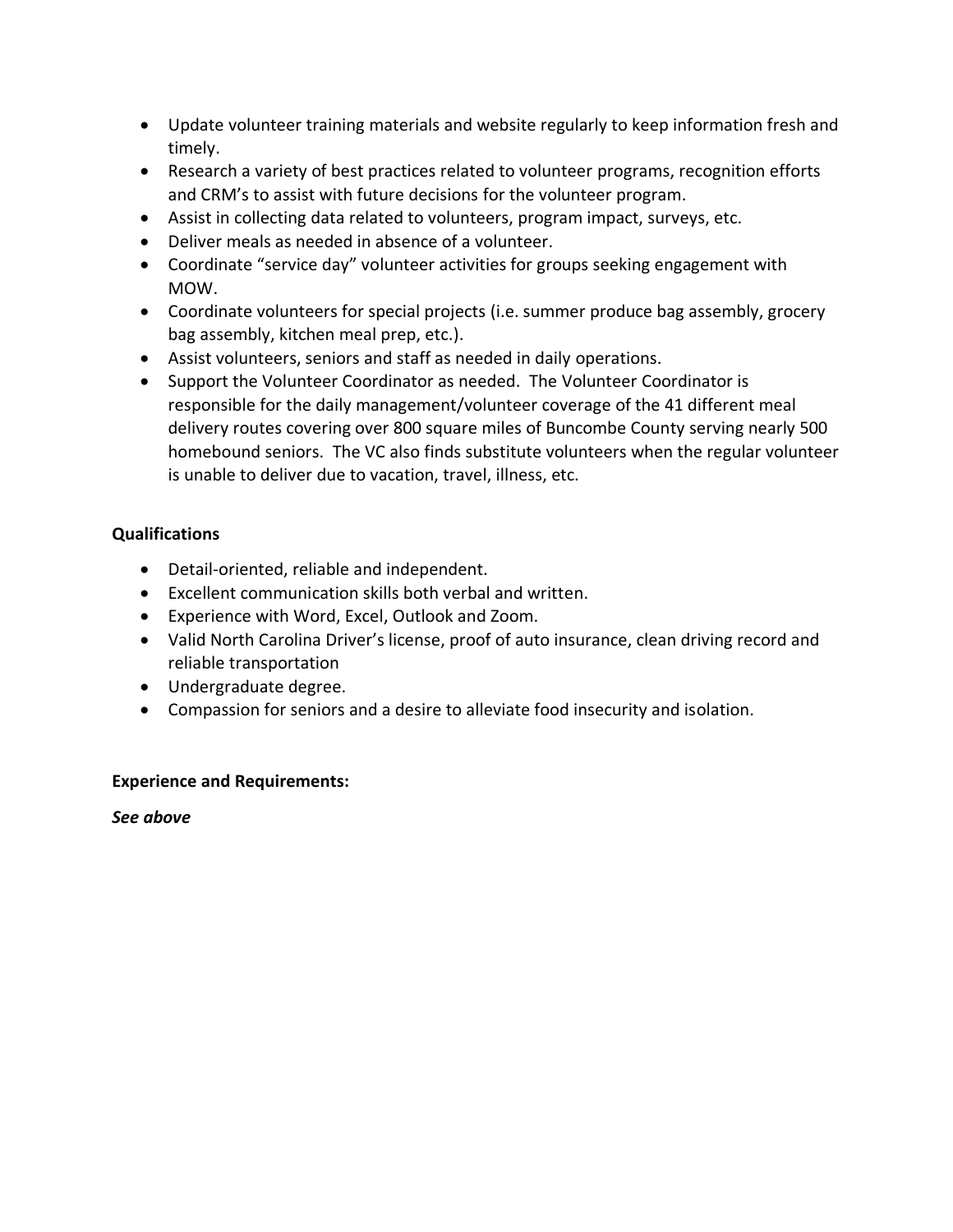- Update volunteer training materials and website regularly to keep information fresh and timely.
- Research a variety of best practices related to volunteer programs, recognition efforts and CRM's to assist with future decisions for the volunteer program.
- Assist in collecting data related to volunteers, program impact, surveys, etc.
- Deliver meals as needed in absence of a volunteer.
- Coordinate "service day" volunteer activities for groups seeking engagement with MOW.
- Coordinate volunteers for special projects (i.e. summer produce bag assembly, grocery bag assembly, kitchen meal prep, etc.).
- Assist volunteers, seniors and staff as needed in daily operations.
- Support the Volunteer Coordinator as needed. The Volunteer Coordinator is responsible for the daily management/volunteer coverage of the 41 different meal delivery routes covering over 800 square miles of Buncombe County serving nearly 500 homebound seniors. The VC also finds substitute volunteers when the regular volunteer is unable to deliver due to vacation, travel, illness, etc.

**Qualifications**

- Detail-oriented, reliable and independent.
- Excellent communication skills both verbal and written.
- Experience with Word, Excel, Outlook and Zoom.
- Valid North Carolina Driver's license, proof of auto insurance, clean driving record and reliable transportation
- Undergraduate degree.
- Compassion for seniors and a desire to alleviate food insecurity and isolation.

**Experience and Requirements:**

***See above***